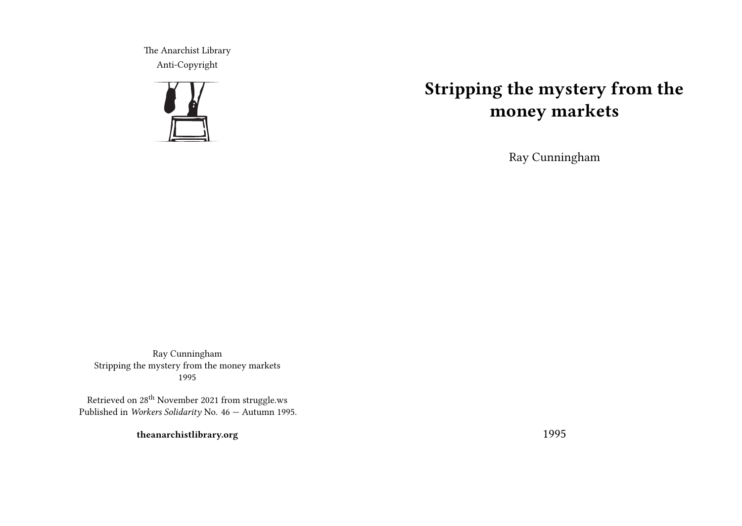The Anarchist Library
Anti-Copyright

# Stripping the mystery from the money markets

Ray Cunningham

1995

Ray Cunningham
Stripping the mystery from the money markets
1995

Retrieved on 28th November 2021 from struggle.ws
Published in *Workers Solidarity* No. 46 — Autumn 1995.

**theanarchistlibrary.org**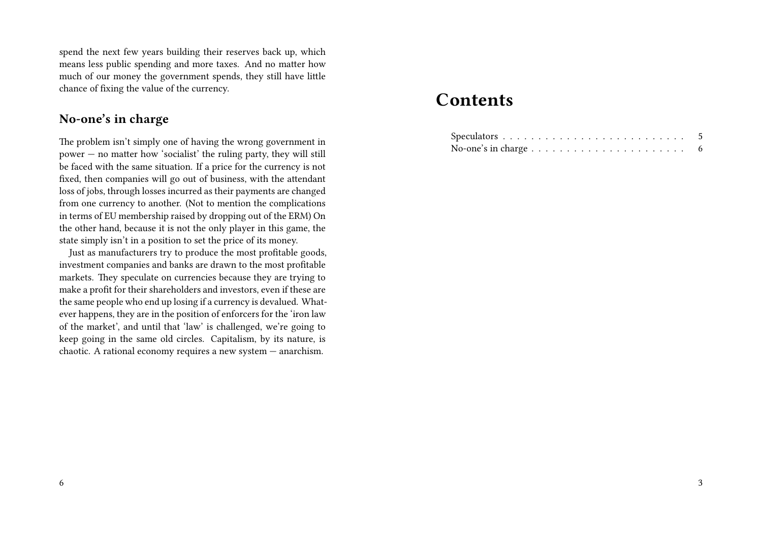spend the next few years building their reserves back up, which means less public spending and more taxes. And no matter how much of our money the government spends, they still have little chance of fixing the value of the currency.

## No-one's in charge

The problem isn't simply one of having the wrong government in power — no matter how 'socialist' the ruling party, they will still be faced with the same situation. If a price for the currency is not fixed, then companies will go out of business, with the attendant loss of jobs, through losses incurred as their payments are changed from one currency to another. (Not to mention the complications in terms of EU membership raised by dropping out of the ERM) On the other hand, because it is not the only player in this game, the state simply isn't in a position to set the price of its money.

Just as manufacturers try to produce the most profitable goods, investment companies and banks are drawn to the most profitable markets. They speculate on currencies because they are trying to make a profit for their shareholders and investors, even if these are the same people who end up losing if a currency is devalued. Whatever happens, they are in the position of enforcers for the 'iron law of the market', and until that 'law' is challenged, we're going to keep going in the same old circles. Capitalism, by its nature, is chaotic. A rational economy requires a new system — anarchism.

# Contents

Speculators . . . . . . . . . . . . . . . . . . . . . . . . . . 5
No-one's in charge . . . . . . . . . . . . . . . . . . . . . . 6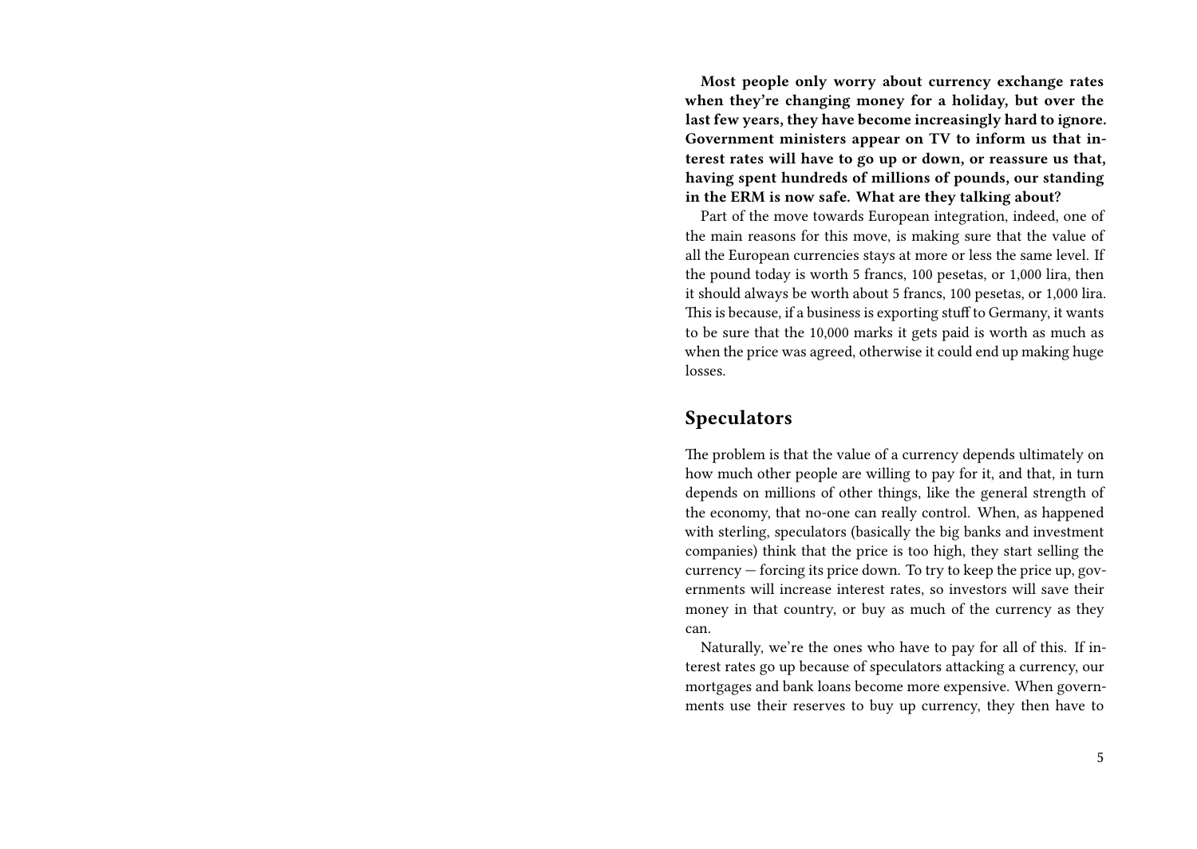**Most people only worry about currency exchange rates when they're changing money for a holiday, but over the last few years, they have become increasingly hard to ignore. Government ministers appear on TV to inform us that interest rates will have to go up or down, or reassure us that, having spent hundreds of millions of pounds, our standing in the ERM is now safe. What are they talking about?**

Part of the move towards European integration, indeed, one of the main reasons for this move, is making sure that the value of all the European currencies stays at more or less the same level. If the pound today is worth 5 francs, 100 pesetas, or 1,000 lira, then it should always be worth about 5 francs, 100 pesetas, or 1,000 lira. This is because, if a business is exporting stuff to Germany, it wants to be sure that the 10,000 marks it gets paid is worth as much as when the price was agreed, otherwise it could end up making huge losses.

## Speculators

The problem is that the value of a currency depends ultimately on how much other people are willing to pay for it, and that, in turn depends on millions of other things, like the general strength of the economy, that no-one can really control. When, as happened with sterling, speculators (basically the big banks and investment companies) think that the price is too high, they start selling the currency — forcing its price down. To try to keep the price up, governments will increase interest rates, so investors will save their money in that country, or buy as much of the currency as they can.

Naturally, we're the ones who have to pay for all of this. If interest rates go up because of speculators attacking a currency, our mortgages and bank loans become more expensive. When governments use their reserves to buy up currency, they then have to